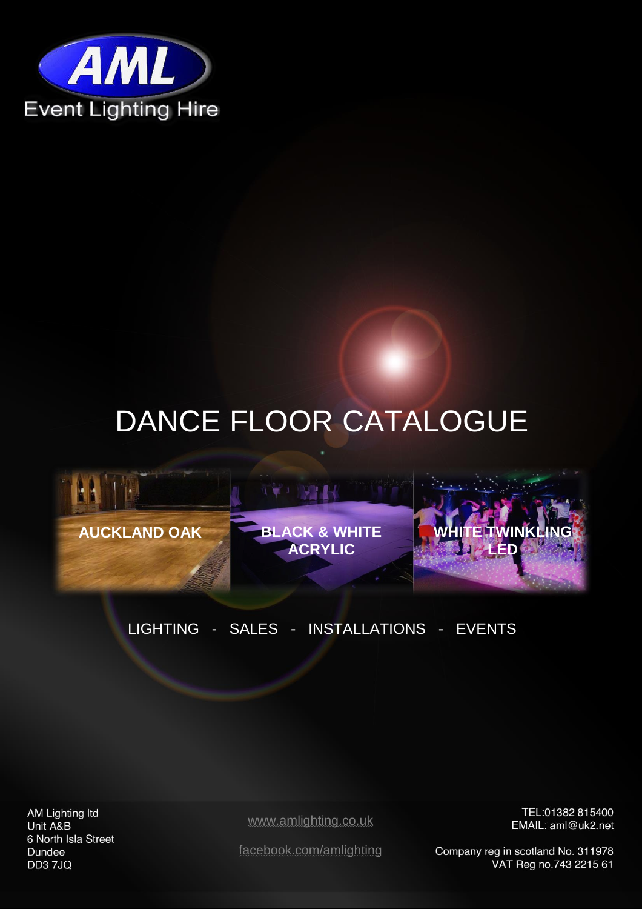AML

Event Lighting Hire

# DANCE FLOOR CATALOGUE

**AUCKLAND OAK**

**BLACK & WHITE ACRYLIC**

**WHITE TWINKLING LED**

LIGHTING - SALES - INSTALLATIONS - EVENTS

AM Lighting ltd
Unit A&B
6 North Isla Street
Dundee
DD3 7JQ

www.amlighting.co.uk

facebook.com/amlighting

TEL:01382 815400
EMAIL: aml@uk2.net

Company reg in scotland No. 311978
VAT Reg no.743 2215 61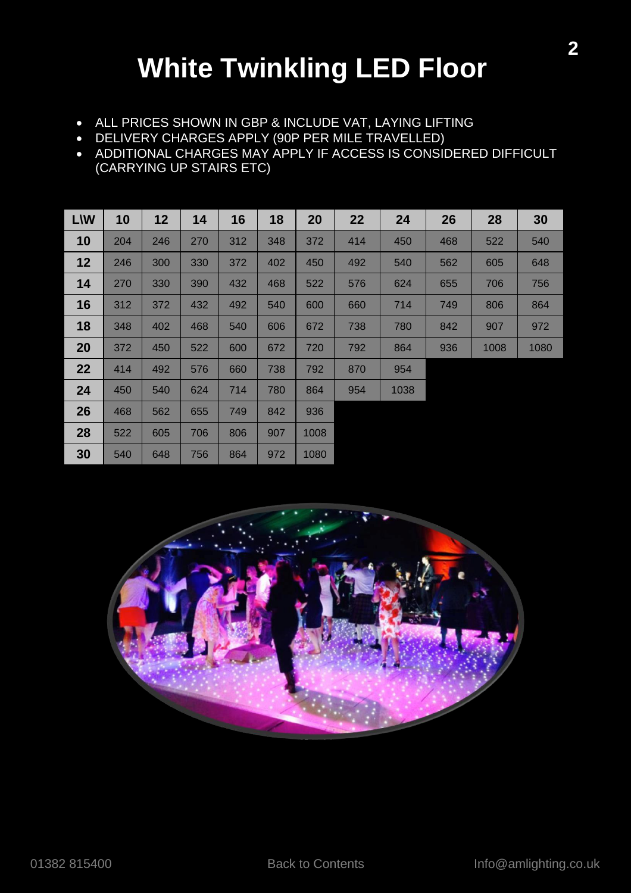# White Twinkling LED Floor

- ALL PRICES SHOWN IN GBP & INCLUDE VAT, LAYING LIFTING
- DELIVERY CHARGES APPLY (90P PER MILE TRAVELLED)
- ADDITIONAL CHARGES MAY APPLY IF ACCESS IS CONSIDERED DIFFICULT (CARRYING UP STAIRS ETC)

| L\W | 10 | 12 | 14 | 16 | 18 | 20 | 22 | 24 | 26 | 28 | 30 |
|---|---|---|---|---|---|---|---|---|---|---|---|
| 10 | 204 | 246 | 270 | 312 | 348 | 372 | 414 | 450 | 468 | 522 | 540 |
| 12 | 246 | 300 | 330 | 372 | 402 | 450 | 492 | 540 | 562 | 605 | 648 |
| 14 | 270 | 330 | 390 | 432 | 468 | 522 | 576 | 624 | 655 | 706 | 756 |
| 16 | 312 | 372 | 432 | 492 | 540 | 600 | 660 | 714 | 749 | 806 | 864 |
| 18 | 348 | 402 | 468 | 540 | 606 | 672 | 738 | 780 | 842 | 907 | 972 |
| 20 | 372 | 450 | 522 | 600 | 672 | 720 | 792 | 864 | 936 | 1008 | 1080 |
| 22 | 414 | 492 | 576 | 660 | 738 | 792 | 870 | 954 | | | |
| 24 | 450 | 540 | 624 | 714 | 780 | 864 | 954 | 1038 | | | |
| 26 | 468 | 562 | 655 | 749 | 842 | 936 | | | | | |
| 28 | 522 | 605 | 706 | 806 | 907 | 1008 | | | | | |
| 30 | 540 | 648 | 756 | 864 | 972 | 1080 | | | | | |

01382 815400 Back to Contents Info@amlighting.co.uk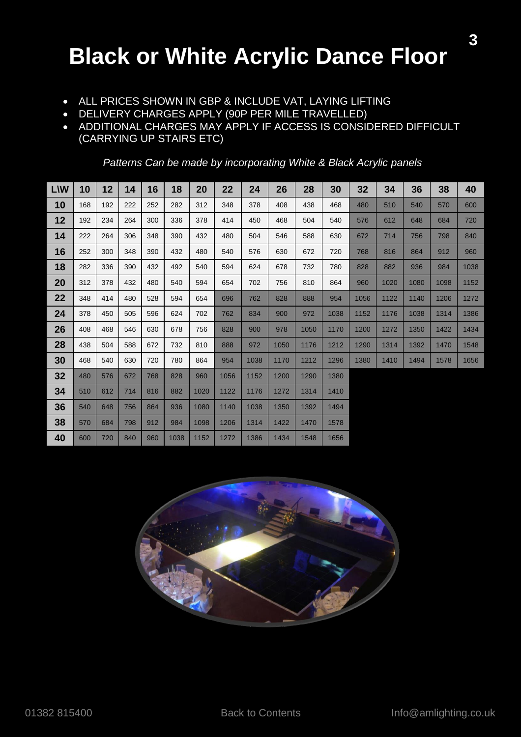# Black or White Acrylic Dance Floor

- ALL PRICES SHOWN IN GBP & INCLUDE VAT, LAYING LIFTING
- DELIVERY CHARGES APPLY (90P PER MILE TRAVELLED)
- ADDITIONAL CHARGES MAY APPLY IF ACCESS IS CONSIDERED DIFFICULT (CARRYING UP STAIRS ETC)

*Patterns Can be made by incorporating White & Black Acrylic panels*

| L\W | 10 | 12 | 14 | 16 | 18 | 20 | 22 | 24 | 26 | 28 | 30 | 32 | 34 | 36 | 38 | 40 |
|---|---|---|---|---|---|---|---|---|---|---|---|---|---|---|---|---|
| 10 | 168 | 192 | 222 | 252 | 282 | 312 | 348 | 378 | 408 | 438 | 468 | 480 | 510 | 540 | 570 | 600 |
| 12 | 192 | 234 | 264 | 300 | 336 | 378 | 414 | 450 | 468 | 504 | 540 | 576 | 612 | 648 | 684 | 720 |
| 14 | 222 | 264 | 306 | 348 | 390 | 432 | 480 | 504 | 546 | 588 | 630 | 672 | 714 | 756 | 798 | 840 |
| 16 | 252 | 300 | 348 | 390 | 432 | 480 | 540 | 576 | 630 | 672 | 720 | 768 | 816 | 864 | 912 | 960 |
| 18 | 282 | 336 | 390 | 432 | 492 | 540 | 594 | 624 | 678 | 732 | 780 | 828 | 882 | 936 | 984 | 1038 |
| 20 | 312 | 378 | 432 | 480 | 540 | 594 | 654 | 702 | 756 | 810 | 864 | 960 | 1020 | 1080 | 1098 | 1152 |
| 22 | 348 | 414 | 480 | 528 | 594 | 654 | 696 | 762 | 828 | 888 | 954 | 1056 | 1122 | 1140 | 1206 | 1272 |
| 24 | 378 | 450 | 505 | 596 | 624 | 702 | 762 | 834 | 900 | 972 | 1038 | 1152 | 1176 | 1038 | 1314 | 1386 |
| 26 | 408 | 468 | 546 | 630 | 678 | 756 | 828 | 900 | 978 | 1050 | 1170 | 1200 | 1272 | 1350 | 1422 | 1434 |
| 28 | 438 | 504 | 588 | 672 | 732 | 810 | 888 | 972 | 1050 | 1176 | 1212 | 1290 | 1314 | 1392 | 1470 | 1548 |
| 30 | 468 | 540 | 630 | 720 | 780 | 864 | 954 | 1038 | 1170 | 1212 | 1296 | 1380 | 1410 | 1494 | 1578 | 1656 |
| 32 | 480 | 576 | 672 | 768 | 828 | 960 | 1056 | 1152 | 1200 | 1290 | 1380 | | | | | |
| 34 | 510 | 612 | 714 | 816 | 882 | 1020 | 1122 | 1176 | 1272 | 1314 | 1410 | | | | | |
| 36 | 540 | 648 | 756 | 864 | 936 | 1080 | 1140 | 1038 | 1350 | 1392 | 1494 | | | | | |
| 38 | 570 | 684 | 798 | 912 | 984 | 1098 | 1206 | 1314 | 1422 | 1470 | 1578 | | | | | |
| 40 | 600 | 720 | 840 | 960 | 1038 | 1152 | 1272 | 1386 | 1434 | 1548 | 1656 | | | | | |

01382 815400 Back to Contents Info@amlighting.co.uk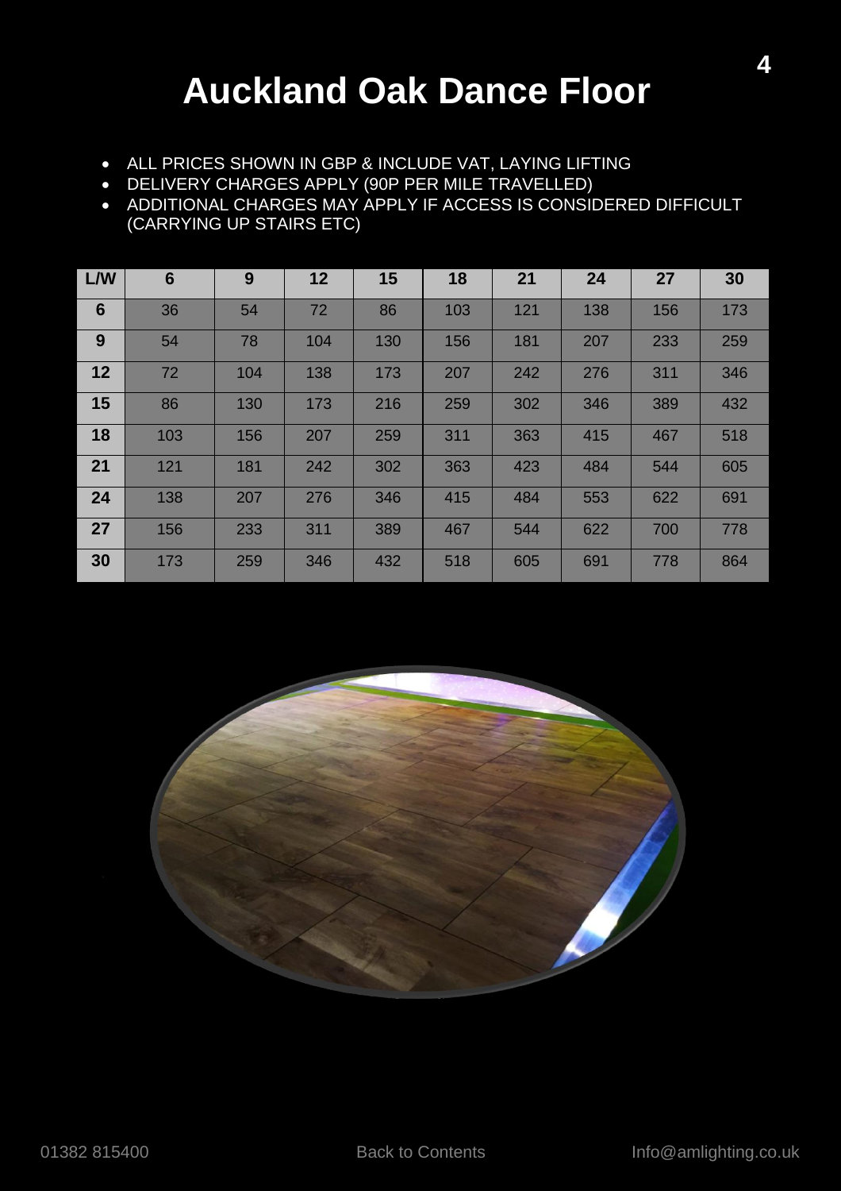# Auckland Oak Dance Floor

- ALL PRICES SHOWN IN GBP & INCLUDE VAT, LAYING LIFTING
- DELIVERY CHARGES APPLY (90P PER MILE TRAVELLED)
- ADDITIONAL CHARGES MAY APPLY IF ACCESS IS CONSIDERED DIFFICULT (CARRYING UP STAIRS ETC)

| L/W | 6 | 9 | 12 | 15 | 18 | 21 | 24 | 27 | 30 |
|---|---|---|---|---|---|---|---|---|---|
| 6 | 36 | 54 | 72 | 86 | 103 | 121 | 138 | 156 | 173 |
| 9 | 54 | 78 | 104 | 130 | 156 | 181 | 207 | 233 | 259 |
| 12 | 72 | 104 | 138 | 173 | 207 | 242 | 276 | 311 | 346 |
| 15 | 86 | 130 | 173 | 216 | 259 | 302 | 346 | 389 | 432 |
| 18 | 103 | 156 | 207 | 259 | 311 | 363 | 415 | 467 | 518 |
| 21 | 121 | 181 | 242 | 302 | 363 | 423 | 484 | 544 | 605 |
| 24 | 138 | 207 | 276 | 346 | 415 | 484 | 553 | 622 | 691 |
| 27 | 156 | 233 | 311 | 389 | 467 | 544 | 622 | 700 | 778 |
| 30 | 173 | 259 | 346 | 432 | 518 | 605 | 691 | 778 | 864 |

01382 815400 Back to Contents Info@amlighting.co.uk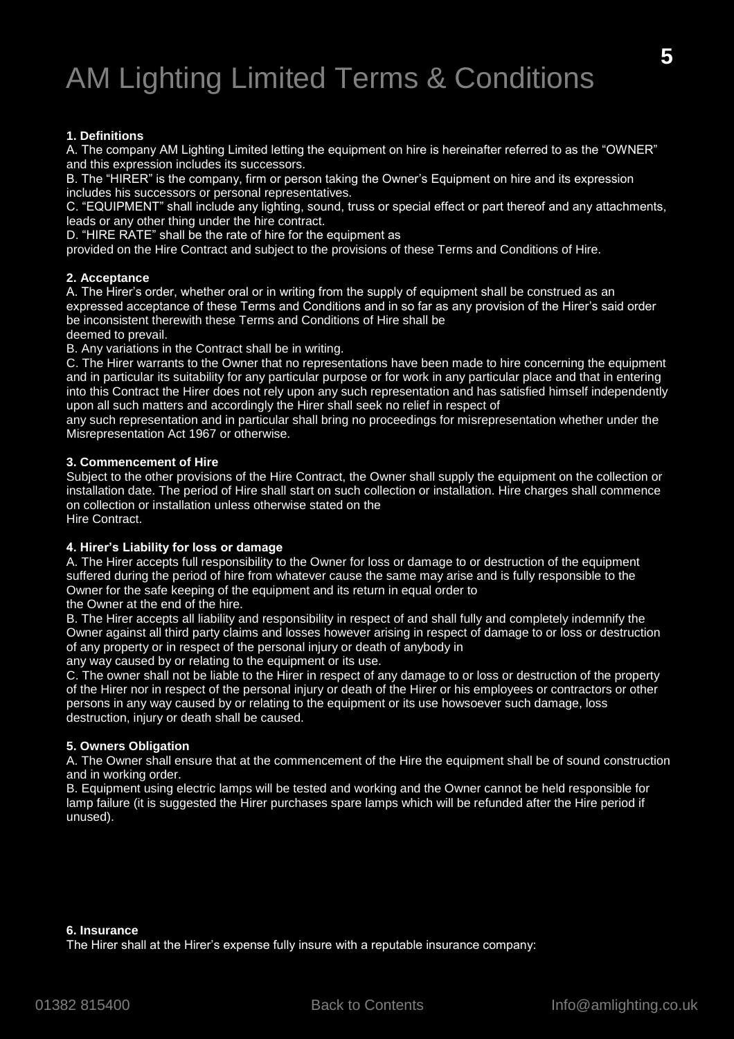# AM Lighting Limited Terms & Conditions

**1. Definitions**

A. The company AM Lighting Limited letting the equipment on hire is hereinafter referred to as the "OWNER" and this expression includes its successors.

B. The "HIRER" is the company, firm or person taking the Owner's Equipment on hire and its expression includes his successors or personal representatives.

C. "EQUIPMENT" shall include any lighting, sound, truss or special effect or part thereof and any attachments, leads or any other thing under the hire contract.

D. "HIRE RATE" shall be the rate of hire for the equipment as provided on the Hire Contract and subject to the provisions of these Terms and Conditions of Hire.

**2. Acceptance**

A. The Hirer's order, whether oral or in writing from the supply of equipment shall be construed as an expressed acceptance of these Terms and Conditions and in so far as any provision of the Hirer's said order be inconsistent therewith these Terms and Conditions of Hire shall be deemed to prevail.

B. Any variations in the Contract shall be in writing.

C. The Hirer warrants to the Owner that no representations have been made to hire concerning the equipment and in particular its suitability for any particular purpose or for work in any particular place and that in entering into this Contract the Hirer does not rely upon any such representation and has satisfied himself independently upon all such matters and accordingly the Hirer shall seek no relief in respect of any such representation and in particular shall bring no proceedings for misrepresentation whether under the Misrepresentation Act 1967 or otherwise.

**3. Commencement of Hire**

Subject to the other provisions of the Hire Contract, the Owner shall supply the equipment on the collection or installation date. The period of Hire shall start on such collection or installation. Hire charges shall commence on collection or installation unless otherwise stated on the Hire Contract.

**4. Hirer's Liability for loss or damage**

A. The Hirer accepts full responsibility to the Owner for loss or damage to or destruction of the equipment suffered during the period of hire from whatever cause the same may arise and is fully responsible to the Owner for the safe keeping of the equipment and its return in equal order to the Owner at the end of the hire.

B. The Hirer accepts all liability and responsibility in respect of and shall fully and completely indemnify the Owner against all third party claims and losses however arising in respect of damage to or loss or destruction of any property or in respect of the personal injury or death of anybody in any way caused by or relating to the equipment or its use.

C. The owner shall not be liable to the Hirer in respect of any damage to or loss or destruction of the property of the Hirer nor in respect of the personal injury or death of the Hirer or his employees or contractors or other persons in any way caused by or relating to the equipment or its use howsoever such damage, loss destruction, injury or death shall be caused.

**5. Owners Obligation**

A. The Owner shall ensure that at the commencement of the Hire the equipment shall be of sound construction and in working order.

B. Equipment using electric lamps will be tested and working and the Owner cannot be held responsible for lamp failure (it is suggested the Hirer purchases spare lamps which will be refunded after the Hire period if unused).

**6. Insurance**

The Hirer shall at the Hirer's expense fully insure with a reputable insurance company: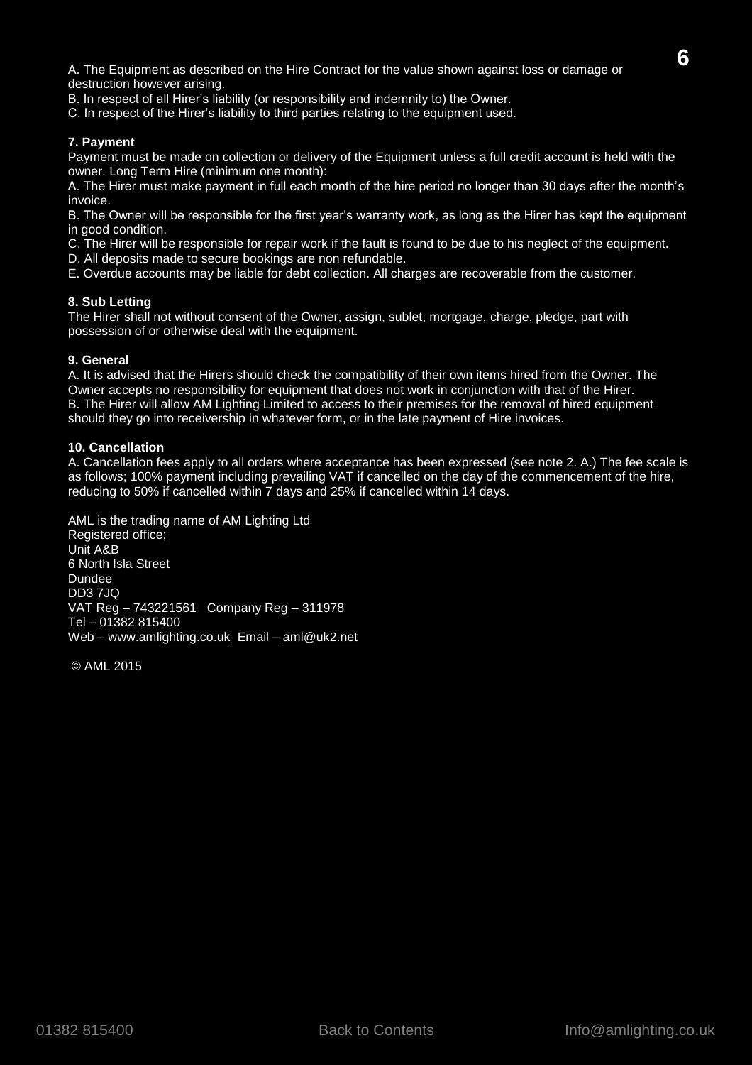A. The Equipment as described on the Hire Contract for the value shown against loss or damage or destruction however arising.
B. In respect of all Hirer's liability (or responsibility and indemnity to) the Owner.
C. In respect of the Hirer's liability to third parties relating to the equipment used.

**7. Payment**

Payment must be made on collection or delivery of the Equipment unless a full credit account is held with the owner. Long Term Hire (minimum one month):

A. The Hirer must make payment in full each month of the hire period no longer than 30 days after the month's invoice.
B. The Owner will be responsible for the first year's warranty work, as long as the Hirer has kept the equipment in good condition.
C. The Hirer will be responsible for repair work if the fault is found to be due to his neglect of the equipment.
D. All deposits made to secure bookings are non refundable.
E. Overdue accounts may be liable for debt collection. All charges are recoverable from the customer.

**8. Sub Letting**

The Hirer shall not without consent of the Owner, assign, sublet, mortgage, charge, pledge, part with possession of or otherwise deal with the equipment.

**9. General**

A. It is advised that the Hirers should check the compatibility of their own items hired from the Owner. The Owner accepts no responsibility for equipment that does not work in conjunction with that of the Hirer.
B. The Hirer will allow AM Lighting Limited to access to their premises for the removal of hired equipment should they go into receivership in whatever form, or in the late payment of Hire invoices.

**10. Cancellation**

A. Cancellation fees apply to all orders where acceptance has been expressed (see note 2. A.) The fee scale is as follows; 100% payment including prevailing VAT if cancelled on the day of the commencement of the hire, reducing to 50% if cancelled within 7 days and 25% if cancelled within 14 days.

AML is the trading name of AM Lighting Ltd
Registered office;
Unit A&B
6 North Isla Street
Dundee
DD3 7JQ
VAT Reg – 743221561 Company Reg – 311978
Tel – 01382 815400
Web – www.amlighting.co.uk Email – aml@uk2.net

© AML 2015